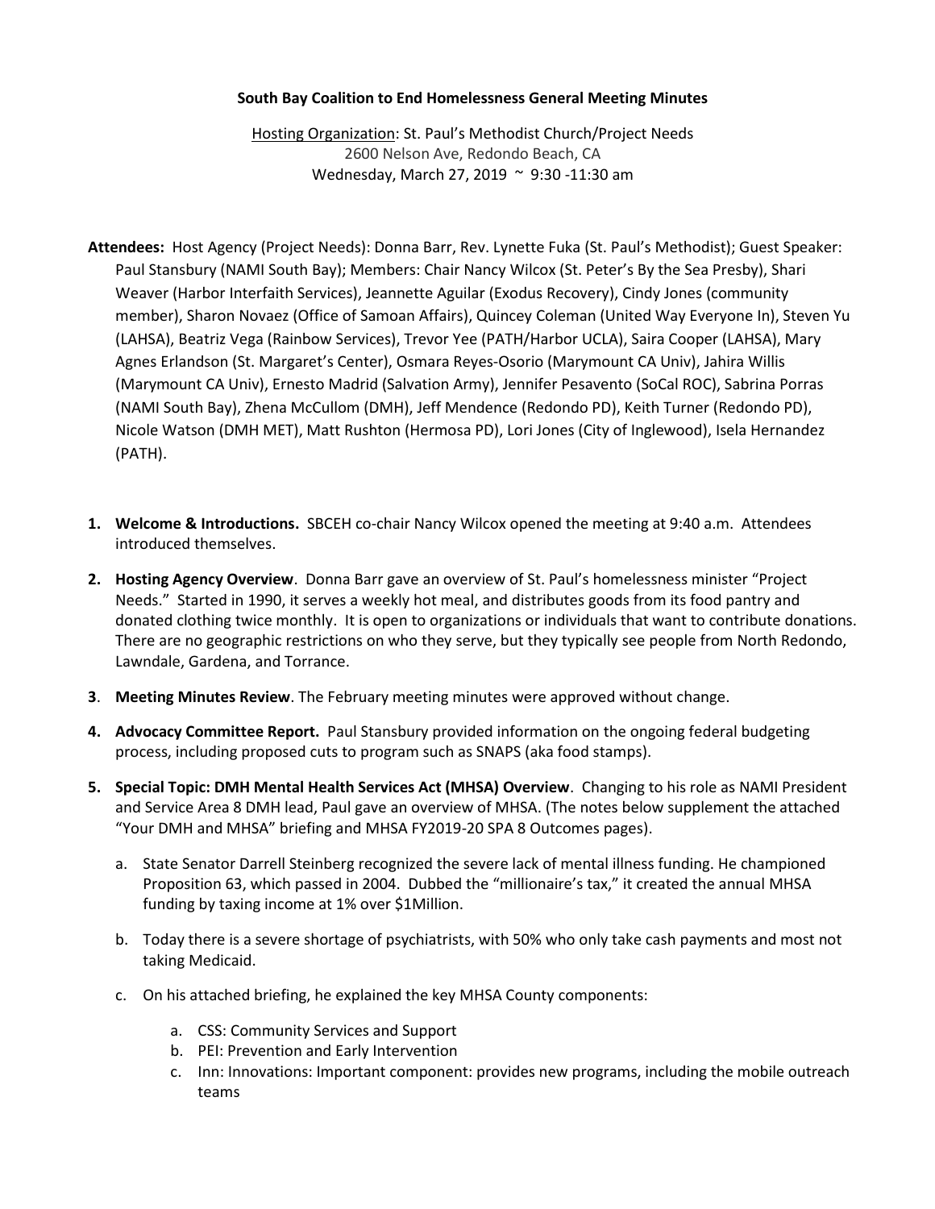**South Bay Coalition to End Homelessness General Meeting Minutes**

Hosting Organization: St. Paul's Methodist Church/Project Needs
2600 Nelson Ave, Redondo Beach, CA
Wednesday, March 27, 2019 ~ 9:30 -11:30 am

**Attendees:** Host Agency (Project Needs): Donna Barr, Rev. Lynette Fuka (St. Paul's Methodist); Guest Speaker: Paul Stansbury (NAMI South Bay); Members: Chair Nancy Wilcox (St. Peter's By the Sea Presby), Shari Weaver (Harbor Interfaith Services), Jeannette Aguilar (Exodus Recovery), Cindy Jones (community member), Sharon Novaez (Office of Samoan Affairs), Quincey Coleman (United Way Everyone In), Steven Yu (LAHSA), Beatriz Vega (Rainbow Services), Trevor Yee (PATH/Harbor UCLA), Saira Cooper (LAHSA), Mary Agnes Erlandson (St. Margaret's Center), Osmara Reyes-Osorio (Marymount CA Univ), Jahira Willis (Marymount CA Univ), Ernesto Madrid (Salvation Army), Jennifer Pesavento (SoCal ROC), Sabrina Porras (NAMI South Bay), Zhena McCullom (DMH), Jeff Mendence (Redondo PD), Keith Turner (Redondo PD), Nicole Watson (DMH MET), Matt Rushton (Hermosa PD), Lori Jones (City of Inglewood), Isela Hernandez (PATH).

1. **Welcome & Introductions.** SBCEH co-chair Nancy Wilcox opened the meeting at 9:40 a.m. Attendees introduced themselves.

2. **Hosting Agency Overview**. Donna Barr gave an overview of St. Paul's homelessness minister "Project Needs." Started in 1990, it serves a weekly hot meal, and distributes goods from its food pantry and donated clothing twice monthly. It is open to organizations or individuals that want to contribute donations. There are no geographic restrictions on who they serve, but they typically see people from North Redondo, Lawndale, Gardena, and Torrance.

3. **Meeting Minutes Review**. The February meeting minutes were approved without change.

4. **Advocacy Committee Report.** Paul Stansbury provided information on the ongoing federal budgeting process, including proposed cuts to program such as SNAPS (aka food stamps).

5. **Special Topic: DMH Mental Health Services Act (MHSA) Overview**. Changing to his role as NAMI President and Service Area 8 DMH lead, Paul gave an overview of MHSA. (The notes below supplement the attached "Your DMH and MHSA" briefing and MHSA FY2019-20 SPA 8 Outcomes pages).

   a. State Senator Darrell Steinberg recognized the severe lack of mental illness funding. He championed Proposition 63, which passed in 2004. Dubbed the "millionaire's tax," it created the annual MHSA funding by taxing income at 1% over $1Million.

   b. Today there is a severe shortage of psychiatrists, with 50% who only take cash payments and most not taking Medicaid.

   c. On his attached briefing, he explained the key MHSA County components:

      a. CSS: Community Services and Support
      b. PEI: Prevention and Early Intervention
      c. Inn: Innovations: Important component: provides new programs, including the mobile outreach teams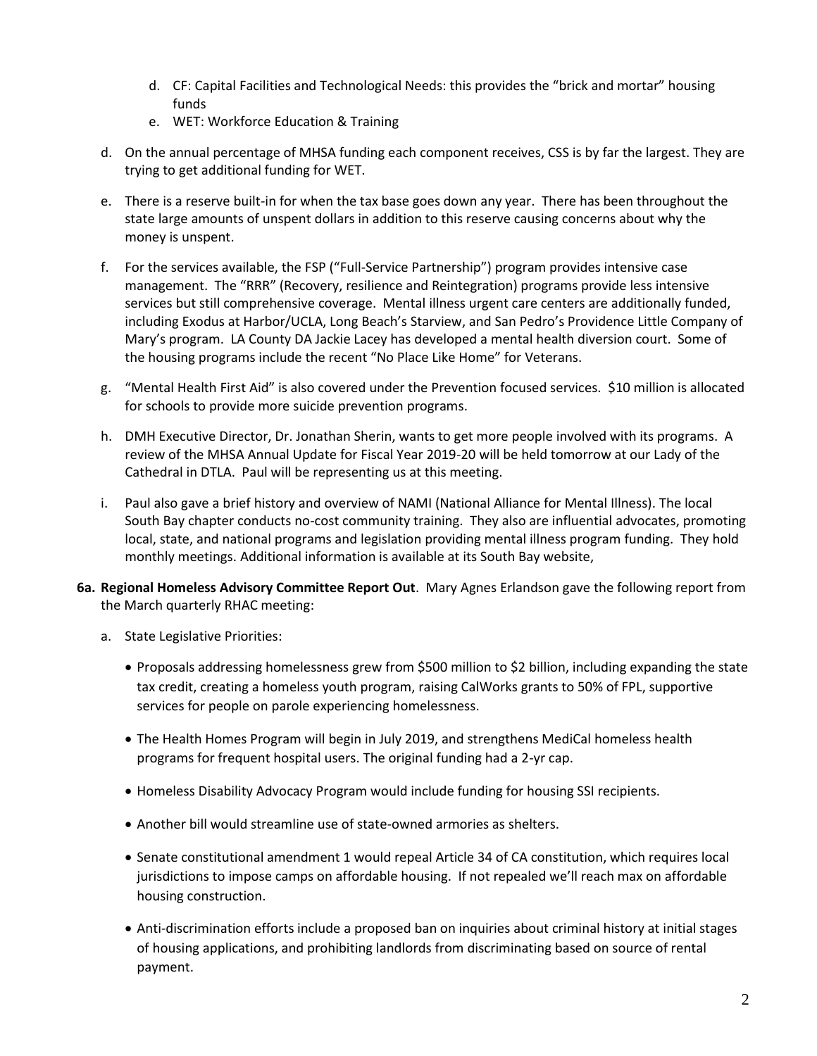d. CF: Capital Facilities and Technological Needs: this provides the "brick and mortar" housing funds
   e. WET: Workforce Education & Training

d. On the annual percentage of MHSA funding each component receives, CSS is by far the largest. They are trying to get additional funding for WET.

e. There is a reserve built-in for when the tax base goes down any year. There has been throughout the state large amounts of unspent dollars in addition to this reserve causing concerns about why the money is unspent.

f. For the services available, the FSP ("Full-Service Partnership") program provides intensive case management. The "RRR" (Recovery, resilience and Reintegration) programs provide less intensive services but still comprehensive coverage. Mental illness urgent care centers are additionally funded, including Exodus at Harbor/UCLA, Long Beach's Starview, and San Pedro's Providence Little Company of Mary's program. LA County DA Jackie Lacey has developed a mental health diversion court. Some of the housing programs include the recent "No Place Like Home" for Veterans.

g. "Mental Health First Aid" is also covered under the Prevention focused services. $10 million is allocated for schools to provide more suicide prevention programs.

h. DMH Executive Director, Dr. Jonathan Sherin, wants to get more people involved with its programs. A review of the MHSA Annual Update for Fiscal Year 2019-20 will be held tomorrow at our Lady of the Cathedral in DTLA. Paul will be representing us at this meeting.

i. Paul also gave a brief history and overview of NAMI (National Alliance for Mental Illness). The local South Bay chapter conducts no-cost community training. They also are influential advocates, promoting local, state, and national programs and legislation providing mental illness program funding. They hold monthly meetings. Additional information is available at its South Bay website,

**6a. Regional Homeless Advisory Committee Report Out**. Mary Agnes Erlandson gave the following report from the March quarterly RHAC meeting:

a. State Legislative Priorities:

- Proposals addressing homelessness grew from $500 million to $2 billion, including expanding the state tax credit, creating a homeless youth program, raising CalWorks grants to 50% of FPL, supportive services for people on parole experiencing homelessness.
- The Health Homes Program will begin in July 2019, and strengthens MediCal homeless health programs for frequent hospital users. The original funding had a 2-yr cap.
- Homeless Disability Advocacy Program would include funding for housing SSI recipients.
- Another bill would streamline use of state-owned armories as shelters.
- Senate constitutional amendment 1 would repeal Article 34 of CA constitution, which requires local jurisdictions to impose camps on affordable housing. If not repealed we'll reach max on affordable housing construction.
- Anti-discrimination efforts include a proposed ban on inquiries about criminal history at initial stages of housing applications, and prohibiting landlords from discriminating based on source of rental payment.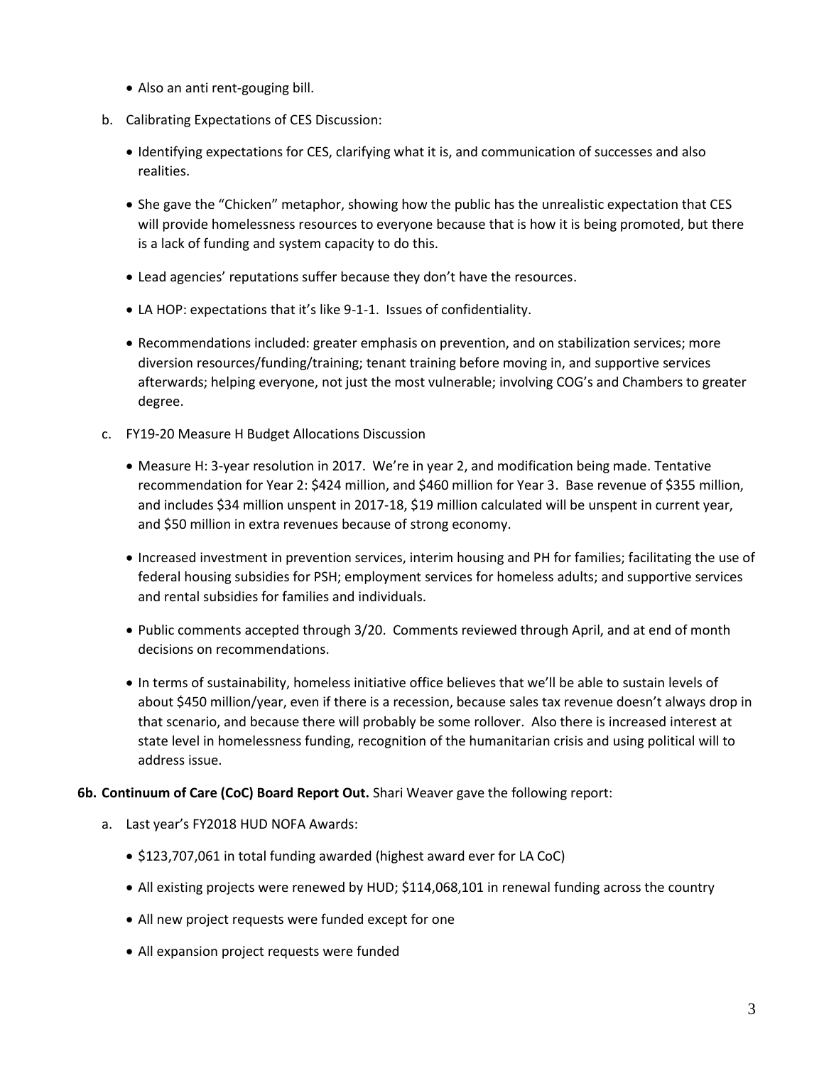- Also an anti rent-gouging bill.

b. Calibrating Expectations of CES Discussion:

   - Identifying expectations for CES, clarifying what it is, and communication of successes and also realities.
   - She gave the "Chicken" metaphor, showing how the public has the unrealistic expectation that CES will provide homelessness resources to everyone because that is how it is being promoted, but there is a lack of funding and system capacity to do this.
   - Lead agencies' reputations suffer because they don't have the resources.
   - LA HOP: expectations that it's like 9-1-1. Issues of confidentiality.
   - Recommendations included: greater emphasis on prevention, and on stabilization services; more diversion resources/funding/training; tenant training before moving in, and supportive services afterwards; helping everyone, not just the most vulnerable; involving COG's and Chambers to greater degree.

c. FY19-20 Measure H Budget Allocations Discussion

   - Measure H: 3-year resolution in 2017. We're in year 2, and modification being made. Tentative recommendation for Year 2: $424 million, and $460 million for Year 3. Base revenue of $355 million, and includes $34 million unspent in 2017-18, $19 million calculated will be unspent in current year, and $50 million in extra revenues because of strong economy.
   - Increased investment in prevention services, interim housing and PH for families; facilitating the use of federal housing subsidies for PSH; employment services for homeless adults; and supportive services and rental subsidies for families and individuals.
   - Public comments accepted through 3/20. Comments reviewed through April, and at end of month decisions on recommendations.
   - In terms of sustainability, homeless initiative office believes that we'll be able to sustain levels of about $450 million/year, even if there is a recession, because sales tax revenue doesn't always drop in that scenario, and because there will probably be some rollover. Also there is increased interest at state level in homelessness funding, recognition of the humanitarian crisis and using political will to address issue.

**6b. Continuum of Care (CoC) Board Report Out.** Shari Weaver gave the following report:

a. Last year's FY2018 HUD NOFA Awards:

   - $123,707,061 in total funding awarded (highest award ever for LA CoC)
   - All existing projects were renewed by HUD; $114,068,101 in renewal funding across the country
   - All new project requests were funded except for one
   - All expansion project requests were funded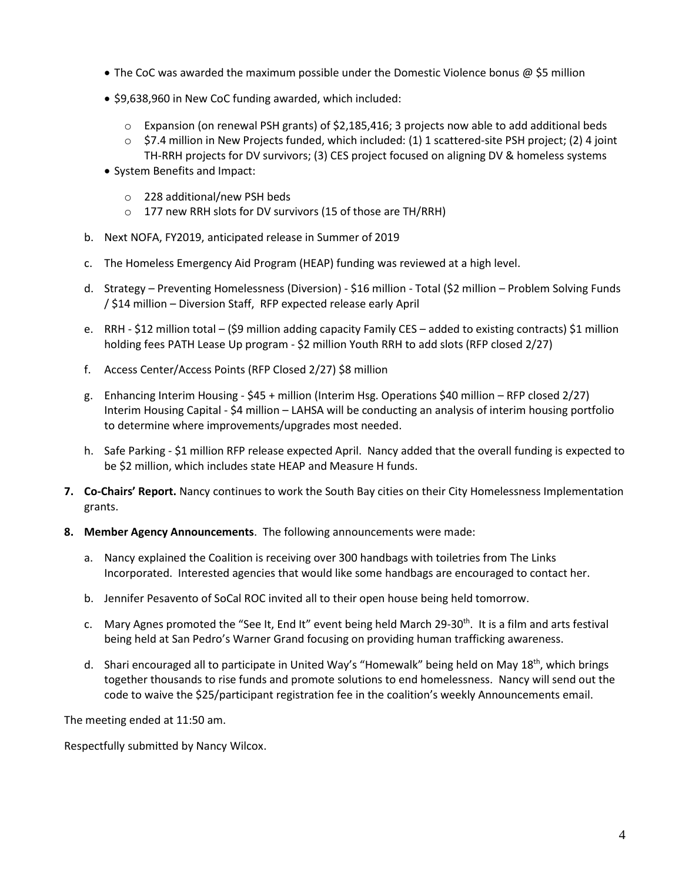- The CoC was awarded the maximum possible under the Domestic Violence bonus @ $5 million
- $9,638,960 in New CoC funding awarded, which included:
  - Expansion (on renewal PSH grants) of $2,185,416; 3 projects now able to add additional beds
  - $7.4 million in New Projects funded, which included: (1) 1 scattered-site PSH project; (2) 4 joint TH-RRH projects for DV survivors; (3) CES project focused on aligning DV & homeless systems
- System Benefits and Impact:
  - 228 additional/new PSH beds
  - 177 new RRH slots for DV survivors (15 of those are TH/RRH)

b. Next NOFA, FY2019, anticipated release in Summer of 2019

c. The Homeless Emergency Aid Program (HEAP) funding was reviewed at a high level.

d. Strategy – Preventing Homelessness (Diversion) - $16 million - Total ($2 million – Problem Solving Funds / $14 million – Diversion Staff, RFP expected release early April

e. RRH - $12 million total – ($9 million adding capacity Family CES – added to existing contracts) $1 million holding fees PATH Lease Up program - $2 million Youth RRH to add slots (RFP closed 2/27)

f. Access Center/Access Points (RFP Closed 2/27) $8 million

g. Enhancing Interim Housing - $45 + million (Interim Hsg. Operations $40 million – RFP closed 2/27) Interim Housing Capital - $4 million – LAHSA will be conducting an analysis of interim housing portfolio to determine where improvements/upgrades most needed.

h. Safe Parking - $1 million RFP release expected April. Nancy added that the overall funding is expected to be $2 million, which includes state HEAP and Measure H funds.

**7. Co-Chairs' Report.** Nancy continues to work the South Bay cities on their City Homelessness Implementation grants.

**8. Member Agency Announcements**. The following announcements were made:

a. Nancy explained the Coalition is receiving over 300 handbags with toiletries from The Links Incorporated. Interested agencies that would like some handbags are encouraged to contact her.

b. Jennifer Pesavento of SoCal ROC invited all to their open house being held tomorrow.

c. Mary Agnes promoted the "See It, End It" event being held March 29-30th. It is a film and arts festival being held at San Pedro's Warner Grand focusing on providing human trafficking awareness.

d. Shari encouraged all to participate in United Way's "Homewalk" being held on May 18th, which brings together thousands to rise funds and promote solutions to end homelessness. Nancy will send out the code to waive the $25/participant registration fee in the coalition's weekly Announcements email.

The meeting ended at 11:50 am.

Respectfully submitted by Nancy Wilcox.